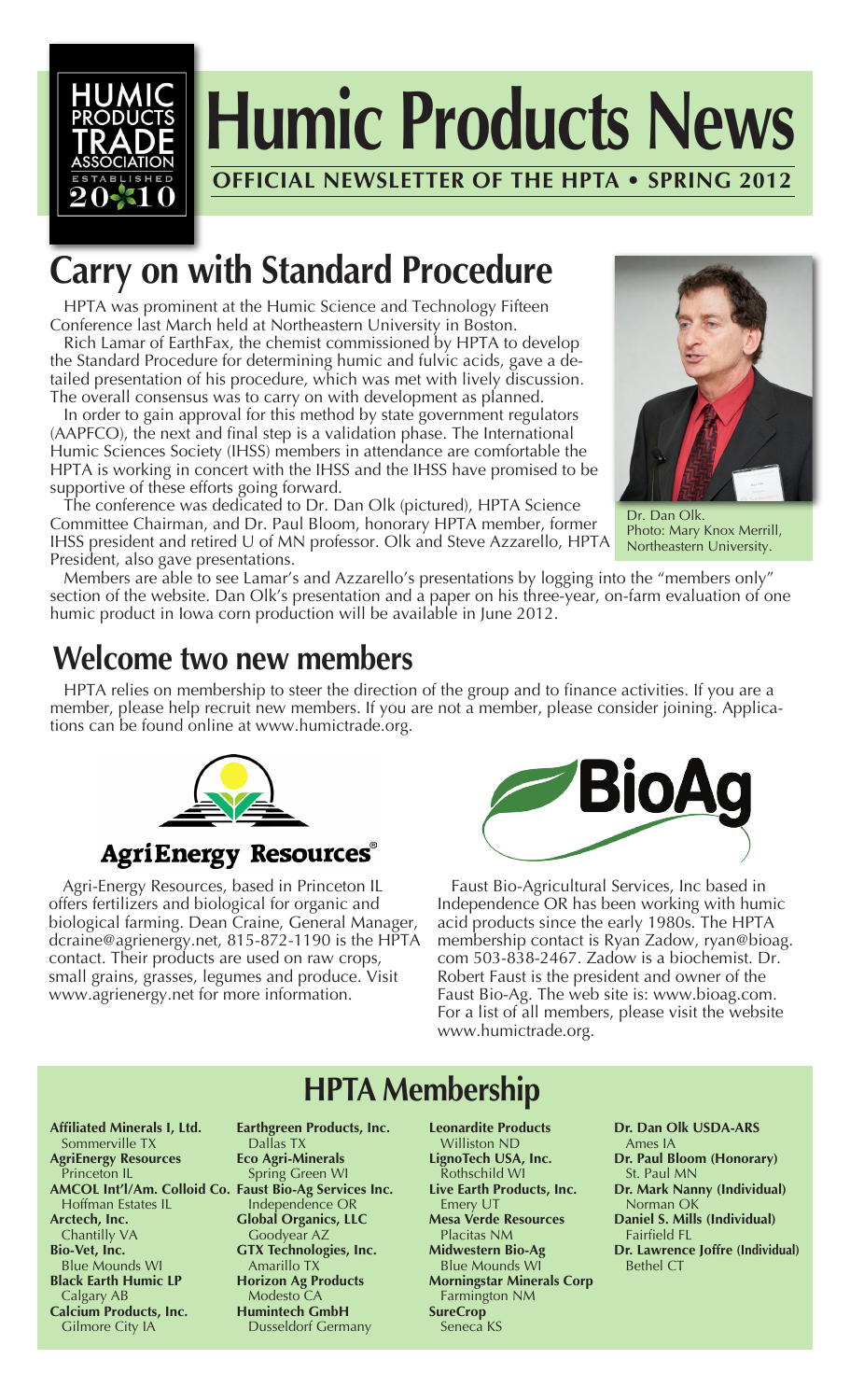# Humic Products News

**OFFICIAL NEWSLETTER OF THE HPTA • SPRING 2012**

## Carry on with Standard Procedure

HPTA was prominent at the Humic Science and Technology Fifteen Conference last March held at Northeastern University in Boston.

Rich Lamar of EarthFax, the chemist commissioned by HPTA to develop the Standard Procedure for determining humic and fulvic acids, gave a detailed presentation of his procedure, which was met with lively discussion. The overall consensus was to carry on with development as planned.

In order to gain approval for this method by state government regulators (AAPFCO), the next and final step is a validation phase. The International Humic Sciences Society (IHSS) members in attendance are comfortable the HPTA is working in concert with the IHSS and the IHSS have promised to be supportive of these efforts going forward.

The conference was dedicated to Dr. Dan Olk (pictured), HPTA Science Committee Chairman, and Dr. Paul Bloom, honorary HPTA member, former IHSS president and retired U of MN professor. Olk and Steve Azzarello, HPTA President, also gave presentations.

Dr. Dan Olk. Photo: Mary Knox Merrill, Northeastern University.

Members are able to see Lamar's and Azzarello's presentations by logging into the "members only" section of the website. Dan Olk's presentation and a paper on his three-year, on-farm evaluation of one humic product in Iowa corn production will be available in June 2012.

## Welcome two new members

HPTA relies on membership to steer the direction of the group and to finance activities. If you are a member, please help recruit new members. If you are not a member, please consider joining. Applications can be found online at www.humictrade.org.

**AgriEnergy Resources®**

Agri-Energy Resources, based in Princeton IL offers fertilizers and biological for organic and biological farming. Dean Craine, General Manager, dcraine@agrienergy.net, 815-872-1190 is the HPTA contact. Their products are used on raw crops, small grains, grasses, legumes and produce. Visit www.agrienergy.net for more information.

**BioAg**

Faust Bio-Agricultural Services, Inc based in Independence OR has been working with humic acid products since the early 1980s. The HPTA membership contact is Ryan Zadow, ryan@bioag.com 503-838-2467. Zadow is a biochemist. Dr. Robert Faust is the president and owner of the Faust Bio-Ag. The web site is: www.bioag.com. For a list of all members, please visit the website www.humictrade.org.

## HPTA Membership

**Affiliated Minerals I, Ltd.**
Sommerville TX
**AgriEnergy Resources**
Princeton IL
**AMCOL Int'l/Am. Colloid Co.**
Hoffman Estates IL
**Arctech, Inc.**
Chantilly VA
**Bio-Vet, Inc.**
Blue Mounds WI
**Black Earth Humic LP**
Calgary AB
**Calcium Products, Inc.**
Gilmore City IA
**Earthgreen Products, Inc.**
Dallas TX
**Eco Agri-Minerals**
Spring Green WI
**Faust Bio-Ag Services Inc.**
Independence OR
**Global Organics, LLC**
Goodyear AZ
**GTX Technologies, Inc.**
Amarillo TX
**Horizon Ag Products**
Modesto CA
**Humintech GmbH**
Dusseldorf Germany
**Leonardite Products**
Williston ND
**LignoTech USA, Inc.**
Rothschild WI
**Live Earth Products, Inc.**
Emery UT
**Mesa Verde Resources**
Placitas NM
**Midwestern Bio-Ag**
Blue Mounds WI
**Morningstar Minerals Corp**
Farmington NM
**SureCrop**
Seneca KS
**Dr. Dan Olk USDA-ARS**
Ames IA
**Dr. Paul Bloom (Honorary)**
St. Paul MN
**Dr. Mark Nanny (Individual)**
Norman OK
**Daniel S. Mills (Individual)**
Fairfield FL
**Dr. Lawrence Joffre (Individual)**
Bethel CT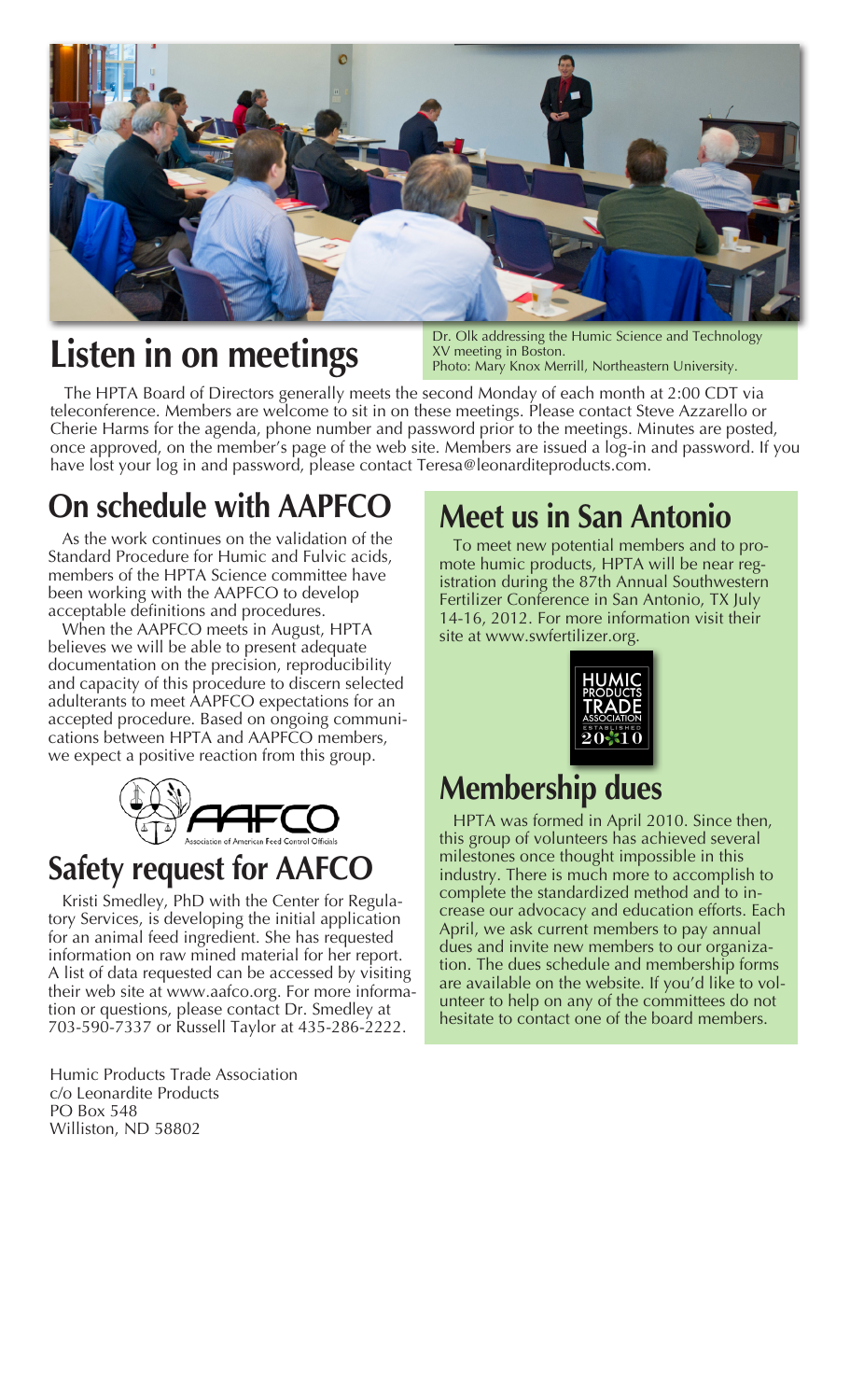## Listen in on meetings

Dr. Olk addressing the Humic Science and Technology XV meeting in Boston.
Photo: Mary Knox Merrill, Northeastern University.

The HPTA Board of Directors generally meets the second Monday of each month at 2:00 CDT via teleconference. Members are welcome to sit in on these meetings. Please contact Steve Azzarello or Cherie Harms for the agenda, phone number and password prior to the meetings. Minutes are posted, once approved, on the member's page of the web site. Members are issued a log-in and password. If you have lost your log in and password, please contact Teresa@leonarditeproducts.com.

## On schedule with AAPFCO

As the work continues on the validation of the Standard Procedure for Humic and Fulvic acids, members of the HPTA Science committee have been working with the AAPFCO to develop acceptable definitions and procedures.

When the AAPFCO meets in August, HPTA believes we will be able to present adequate documentation on the precision, reproducibility and capacity of this procedure to discern selected adulterants to meet AAPFCO expectations for an accepted procedure. Based on ongoing communications between HPTA and AAPFCO members, we expect a positive reaction from this group.

AAFCO
Association of American Feed Control Officials

## Safety request for AAFCO

Kristi Smedley, PhD with the Center for Regulatory Services, is developing the initial application for an animal feed ingredient. She has requested information on raw mined material for her report. A list of data requested can be accessed by visiting their web site at www.aafco.org. For more information or questions, please contact Dr. Smedley at 703-590-7337 or Russell Taylor at 435-286-2222.

Humic Products Trade Association
c/o Leonardite Products
PO Box 548
Williston, ND 58802

## Meet us in San Antonio

To meet new potential members and to promote humic products, HPTA will be near registration during the 87th Annual Southwestern Fertilizer Conference in San Antonio, TX July 14-16, 2012. For more information visit their site at www.swfertilizer.org.

HUMIC PRODUCTS TRADE ASSOCIATION
ESTABLISHED 2010

## Membership dues

HPTA was formed in April 2010. Since then, this group of volunteers has achieved several milestones once thought impossible in this industry. There is much more to accomplish to complete the standardized method and to increase our advocacy and education efforts. Each April, we ask current members to pay annual dues and invite new members to our organization. The dues schedule and membership forms are available on the website. If you'd like to volunteer to help on any of the committees do not hesitate to contact one of the board members.